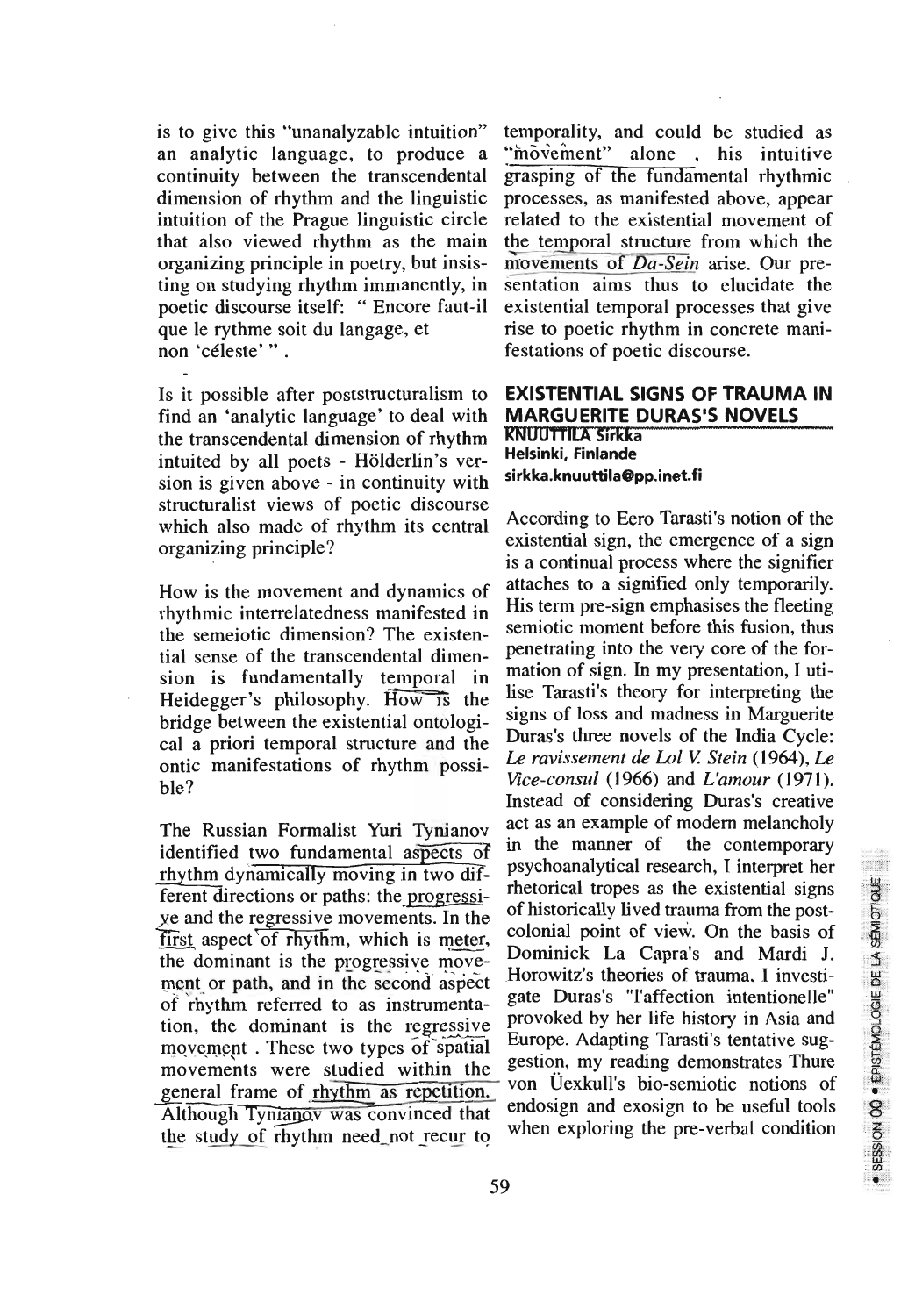is to give this "unanalyzable intuition" an analytic language, to produce a continuity between the transcendental dimension of rhythm and the linguistic intuition of the Prague linguistic circle that also viewed rhythm as the main organizing principle in poetry, but insisting on studying rhythm immanently, in poetic discourse itself: " Encore faut-il que le rythme soit du langage, et non 'céleste' " .

Is it possible after poststructuralism to find an 'analytic language' to deal with the transcendental dimension of rhythm intuited by all poets - Hölderlin's version is given above - in continuity with structuralist views of poetic discourse which also made of rhythm its central organizing principle?

How is the movement and dynamics of rhythmic interrelatedness manifested in the semeiotic dimension? The existential sense of the transcendental dimension is fundamentally temporal in Heidegger's philosophy. How is the bridge between the existential ontological a priori temporal structure and the ontic manifestations of rhythm possible?

The Russian Formalist Yuri Tynianov identified two fundamental aspects of rhythm dynamically moving in two different directions or paths: the progressive and the regressive movements. In the first aspect of rhythm, which is meter, the dominant is the progressive movement or path, and in the second aspect of rhythm referred to as instrumentation, the dominant is the regressive movement . These two types of spatial movements were studied within the general frame of rhythm as repetition. Although Tynianov was convinced that the study of rhythm need not recur to temporality, and could be studied as "movement" alone , his intuitive grasping of the fundamental rhythmic processes, as manifested above, appear related to the existential movement of the temporal structure from which the movements of *Da-Sein* arise. Our presentation aims thus to elucidate the existential temporal processes that give rise to poetic rhythm in concrete manifestations of poetic discourse.

## EXISTENTIAL SIGNS OF TRAUMA IN MARGUERITE DURAS'S NOVELS

**KNUUTTILA Sirkka**
**Helsinki, Finlande**
**sirkka.knuuttila@pp.inet.fi**

According to Eero Tarasti's notion of the existential sign, the emergence of a sign is a continual process where the signifier attaches to a signified only temporarily. His term pre-sign emphasises the fleeting semiotic moment before this fusion, thus penetrating into the very core of the formation of sign. In my presentation, I utilise Tarasti's theory for interpreting the signs of loss and madness in Marguerite Duras's three novels of the India Cycle: *Le ravissement de Lol V. Stein* (1964), *Le Vice-consul* (1966) and *L'amour* (1971). Instead of considering Duras's creative act as an example of modern melancholy in the manner of the contemporary psychoanalytical research, I interpret her rhetorical tropes as the existential signs of historically lived trauma from the post-colonial point of view. On the basis of Dominick La Capra's and Mardi J. Horowitz's theories of trauma, I investigate Duras's "l'affection intentionelle" provoked by her life history in Asia and Europe. Adapting Tarasti's tentative suggestion, my reading demonstrates Thure von Üexkull's bio-semiotic notions of endosign and exosign to be useful tools when exploring the pre-verbal condition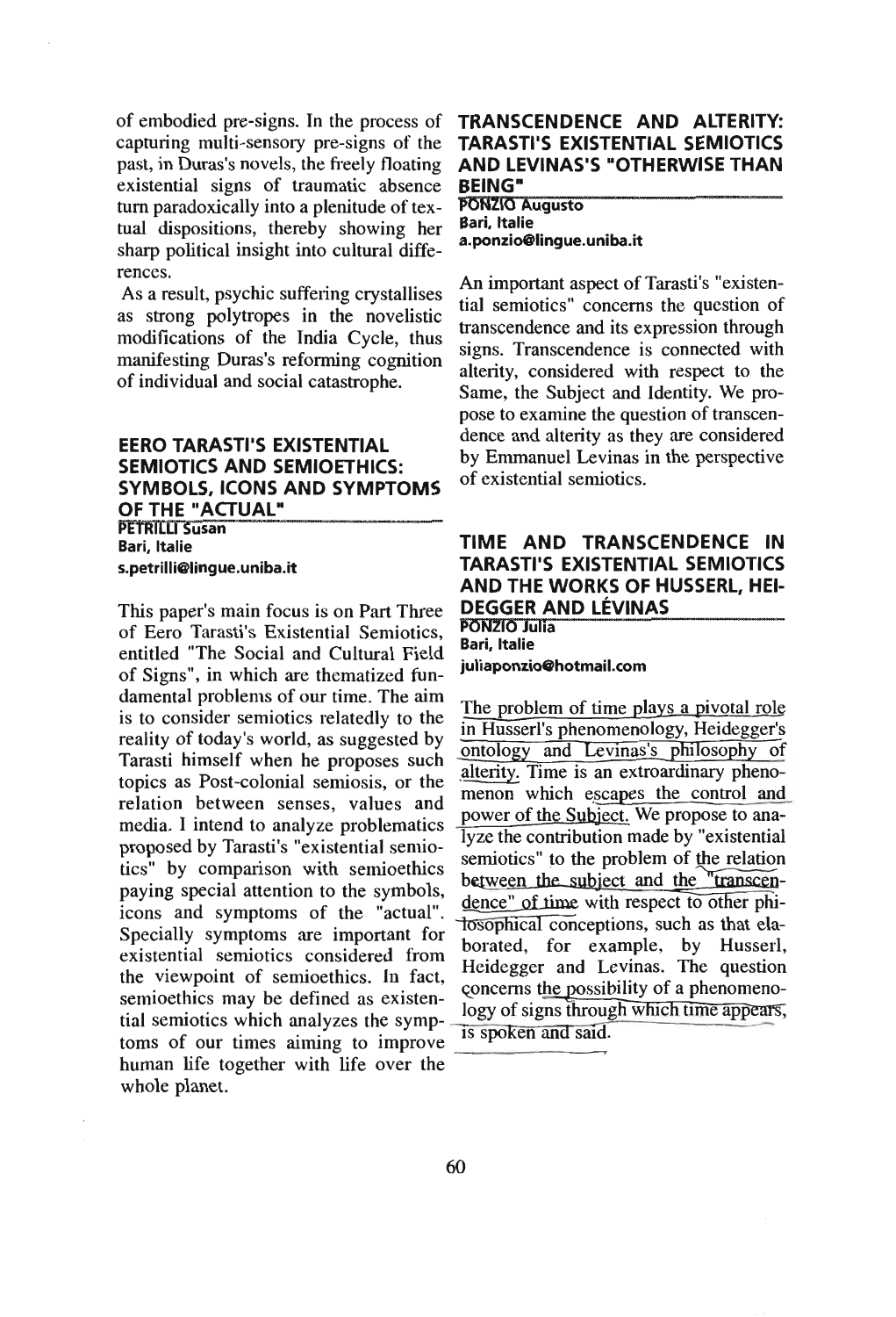of embodied pre-signs. In the process of capturing multi-sensory pre-signs of the past, in Duras's novels, the freely floating existential signs of traumatic absence turn paradoxically into a plenitude of textual dispositions, thereby showing her sharp political insight into cultural differences.

As a result, psychic suffering crystallises as strong polytropes in the novelistic modifications of the India Cycle, thus manifesting Duras's reforming cognition of individual and social catastrophe.

## EERO TARASTI'S EXISTENTIAL SEMIOTICS AND SEMIOETHICS: SYMBOLS, ICONS AND SYMPTOMS OF THE "ACTUAL"

**PETRILLI Susan**
**Bari, Italie**
**s.petrilli@lingue.uniba.it**

This paper's main focus is on Part Three of Eero Tarasti's Existential Semiotics, entitled "The Social and Cultural Field of Signs", in which are thematized fundamental problems of our time. The aim is to consider semiotics relatedly to the reality of today's world, as suggested by Tarasti himself when he proposes such topics as Post-colonial semiosis, or the relation between senses, values and media. I intend to analyze problematics proposed by Tarasti's "existential semiotics" by comparison with semioethics paying special attention to the symbols, icons and symptoms of the "actual". Specially symptoms are important for existential semiotics considered from the viewpoint of semioethics. In fact, semioethics may be defined as existential semiotics which analyzes the symptoms of our times aiming to improve human life together with life over the whole planet.

## TRANSCENDENCE AND ALTERITY: TARASTI'S EXISTENTIAL SEMIOTICS AND LEVINAS'S "OTHERWISE THAN BEING"

**PONZIO Augusto**
**Bari, Italie**
**a.ponzio@lingue.uniba.it**

An important aspect of Tarasti's "existential semiotics" concerns the question of transcendence and its expression through signs. Transcendence is connected with alterity, considered with respect to the Same, the Subject and Identity. We propose to examine the question of transcendence and alterity as they are considered by Emmanuel Levinas in the perspective of existential semiotics.

## TIME AND TRANSCENDENCE IN TARASTI'S EXISTENTIAL SEMIOTICS AND THE WORKS OF HUSSERL, HEIDEGGER AND LÉVINAS

**PONZIO Julia**
**Bari, Italie**
**juliaponzio@hotmail.com**

The problem of time plays a pivotal role in Husserl's phenomenology, Heidegger's ontology and Levinas's philosophy of alterity. Time is an extraordinary phenomenon which escapes the control and power of the Subject. We propose to analyze the contribution made by "existential semiotics" to the problem of the relation between the subject and the "transcendence" of time with respect to other philosophical conceptions, such as that elaborated, for example, by Husserl, Heidegger and Levinas. The question concerns the possibility of a phenomenology of signs through which time appears, is spoken and said.